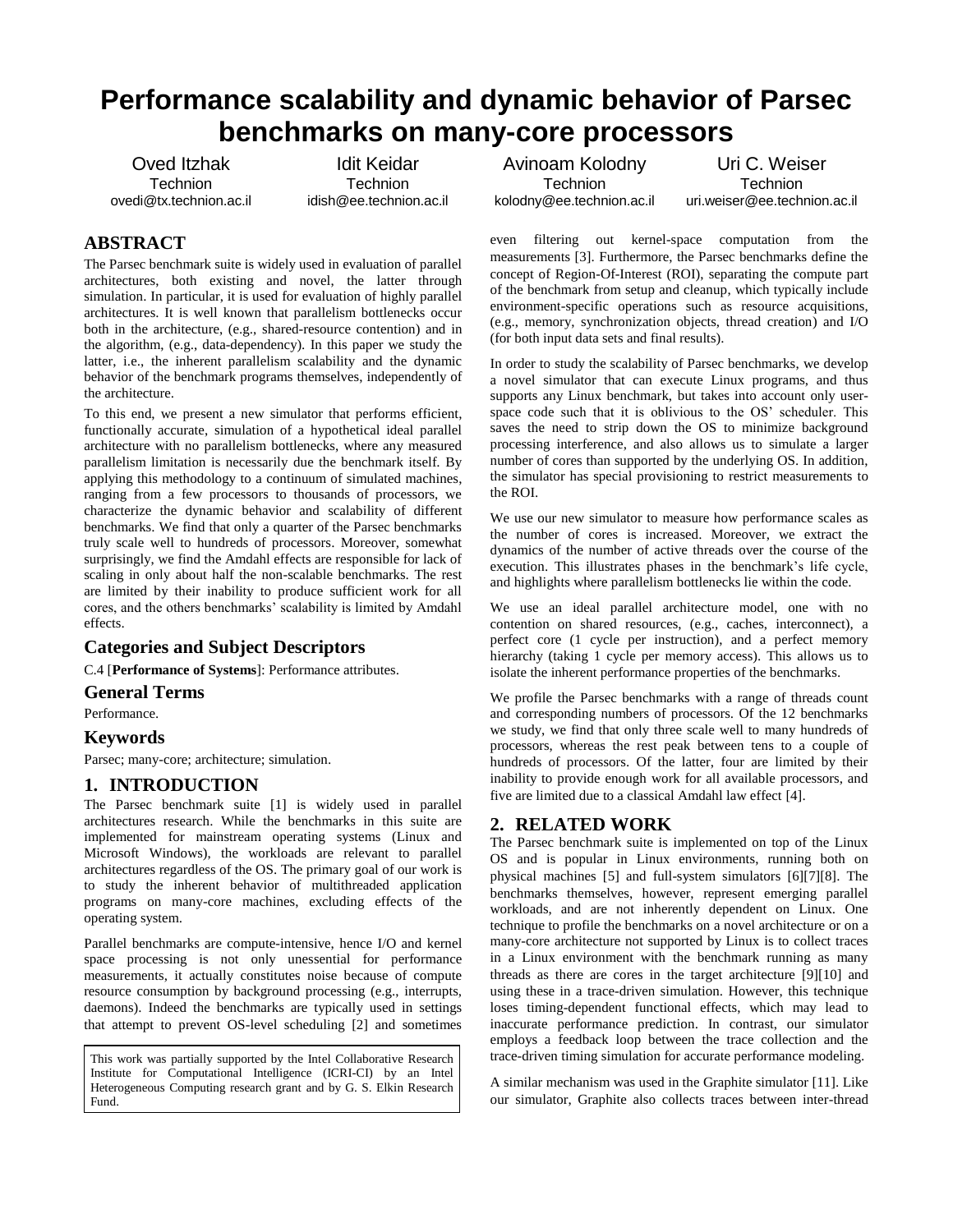# Performance scalability and dynamic behavior of Parsec benchmarks on many-core processors

Oved Itzhak
Technion
ovedi@tx.technion.ac.il

Idit Keidar
Technion
idish@ee.technion.ac.il

Avinoam Kolodny
Technion
kolodny@ee.technion.ac.il

Uri C. Weiser
Technion
uri.weiser@ee.technion.ac.il

## ABSTRACT

The Parsec benchmark suite is widely used in evaluation of parallel architectures, both existing and novel, the latter through simulation. In particular, it is used for evaluation of highly parallel architectures. It is well known that parallelism bottlenecks occur both in the architecture, (e.g., shared-resource contention) and in the algorithm, (e.g., data-dependency). In this paper we study the latter, i.e., the inherent parallelism scalability and the dynamic behavior of the benchmark programs themselves, independently of the architecture.

To this end, we present a new simulator that performs efficient, functionally accurate, simulation of a hypothetical ideal parallel architecture with no parallelism bottlenecks, where any measured parallelism limitation is necessarily due the benchmark itself. By applying this methodology to a continuum of simulated machines, ranging from a few processors to thousands of processors, we characterize the dynamic behavior and scalability of different benchmarks. We find that only a quarter of the Parsec benchmarks truly scale well to hundreds of processors. Moreover, somewhat surprisingly, we find the Amdahl effects are responsible for lack of scaling in only about half the non-scalable benchmarks. The rest are limited by their inability to produce sufficient work for all cores, and the others benchmarks' scalability is limited by Amdahl effects.

## Categories and Subject Descriptors

C.4 [**Performance of Systems**]: Performance attributes.

## General Terms

Performance.

## Keywords

Parsec; many-core; architecture; simulation.

## 1. INTRODUCTION

The Parsec benchmark suite [1] is widely used in parallel architectures research. While the benchmarks in this suite are implemented for mainstream operating systems (Linux and Microsoft Windows), the workloads are relevant to parallel architectures regardless of the OS. The primary goal of our work is to study the inherent behavior of multithreaded application programs on many-core machines, excluding effects of the operating system.

Parallel benchmarks are compute-intensive, hence I/O and kernel space processing is not only unessential for performance measurements, it actually constitutes noise because of compute resource consumption by background processing (e.g., interrupts, daemons). Indeed the benchmarks are typically used in settings that attempt to prevent OS-level scheduling [2] and sometimes even filtering out kernel-space computation from the measurements [3]. Furthermore, the Parsec benchmarks define the concept of Region-Of-Interest (ROI), separating the compute part of the benchmark from setup and cleanup, which typically include environment-specific operations such as resource acquisitions, (e.g., memory, synchronization objects, thread creation) and I/O (for both input data sets and final results).

In order to study the scalability of Parsec benchmarks, we develop a novel simulator that can execute Linux programs, and thus supports any Linux benchmark, but takes into account only user-space code such that it is oblivious to the OS' scheduler. This saves the need to strip down the OS to minimize background processing interference, and also allows us to simulate a larger number of cores than supported by the underlying OS. In addition, the simulator has special provisioning to restrict measurements to the ROI.

We use our new simulator to measure how performance scales as the number of cores is increased. Moreover, we extract the dynamics of the number of active threads over the course of the execution. This illustrates phases in the benchmark's life cycle, and highlights where parallelism bottlenecks lie within the code.

We use an ideal parallel architecture model, one with no contention on shared resources, (e.g., caches, interconnect), a perfect core (1 cycle per instruction), and a perfect memory hierarchy (taking 1 cycle per memory access). This allows us to isolate the inherent performance properties of the benchmarks.

We profile the Parsec benchmarks with a range of threads count and corresponding numbers of processors. Of the 12 benchmarks we study, we find that only three scale well to many hundreds of processors, whereas the rest peak between tens to a couple of hundreds of processors. Of the latter, four are limited by their inability to provide enough work for all available processors, and five are limited due to a classical Amdahl law effect [4].

## 2. RELATED WORK

The Parsec benchmark suite is implemented on top of the Linux OS and is popular in Linux environments, running both on physical machines [5] and full-system simulators [6][7][8]. The benchmarks themselves, however, represent emerging parallel workloads, and are not inherently dependent on Linux. One technique to profile the benchmarks on a novel architecture or on a many-core architecture not supported by Linux is to collect traces in a Linux environment with the benchmark running as many threads as there are cores in the target architecture [9][10] and using these in a trace-driven simulation. However, this technique loses timing-dependent functional effects, which may lead to inaccurate performance prediction. In contrast, our simulator employs a feedback loop between the trace collection and the trace-driven timing simulation for accurate performance modeling.

A similar mechanism was used in the Graphite simulator [11]. Like our simulator, Graphite also collects traces between inter-thread

This work was partially supported by the Intel Collaborative Research Institute for Computational Intelligence (ICRI-CI) by an Intel Heterogeneous Computing research grant and by G. S. Elkin Research Fund.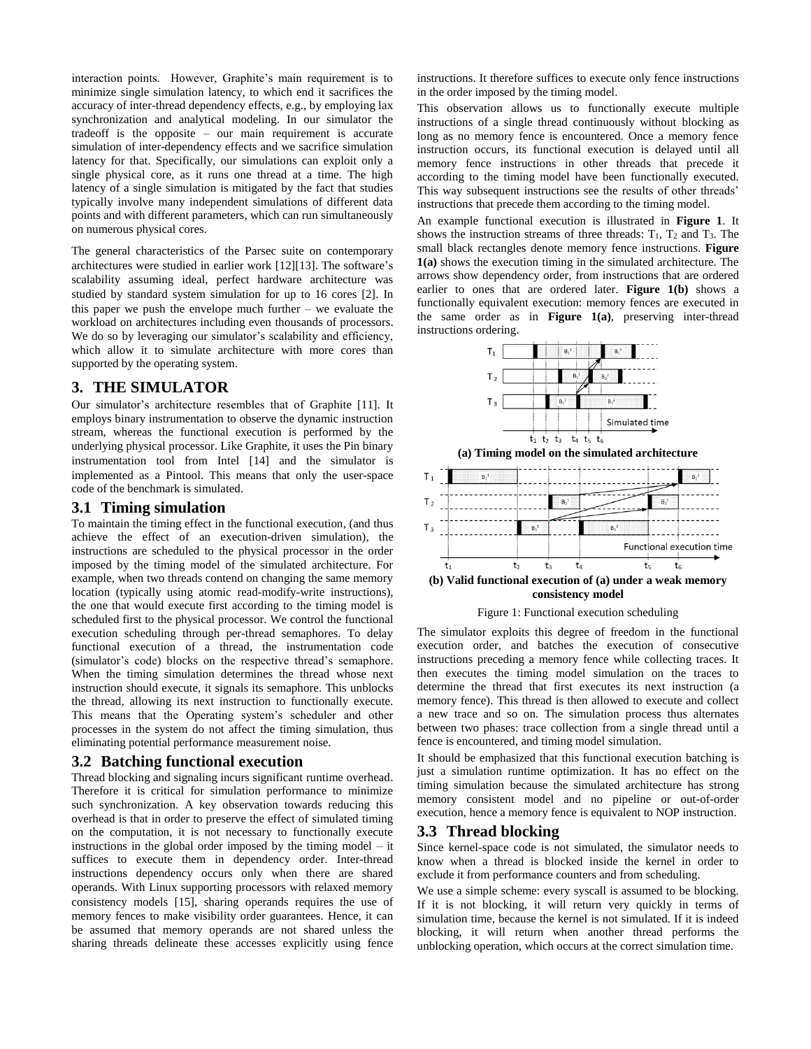interaction points. However, Graphite's main requirement is to minimize single simulation latency, to which end it sacrifices the accuracy of inter-thread dependency effects, e.g., by employing lax synchronization and analytical modeling. In our simulator the tradeoff is the opposite – our main requirement is accurate simulation of inter-dependency effects and we sacrifice simulation latency for that. Specifically, our simulations can exploit only a single physical core, as it runs one thread at a time. The high latency of a single simulation is mitigated by the fact that studies typically involve many independent simulations of different data points and with different parameters, which can run simultaneously on numerous physical cores.

The general characteristics of the Parsec suite on contemporary architectures were studied in earlier work [12][13]. The software's scalability assuming ideal, perfect hardware architecture was studied by standard system simulation for up to 16 cores [2]. In this paper we push the envelope much further – we evaluate the workload on architectures including even thousands of processors. We do so by leveraging our simulator's scalability and efficiency, which allow it to simulate architecture with more cores than supported by the operating system.

## 3. THE SIMULATOR

Our simulator's architecture resembles that of Graphite [11]. It employs binary instrumentation to observe the dynamic instruction stream, whereas the functional execution is performed by the underlying physical processor. Like Graphite, it uses the Pin binary instrumentation tool from Intel [14] and the simulator is implemented as a Pintool. This means that only the user-space code of the benchmark is simulated.

### 3.1 Timing simulation

To maintain the timing effect in the functional execution, (and thus achieve the effect of an execution-driven simulation), the instructions are scheduled to the physical processor in the order imposed by the timing model of the simulated architecture. For example, when two threads contend on changing the same memory location (typically using atomic read-modify-write instructions), the one that would execute first according to the timing model is scheduled first to the physical processor. We control the functional execution scheduling through per-thread semaphores. To delay functional execution of a thread, the instrumentation code (simulator's code) blocks on the respective thread's semaphore. When the timing simulation determines the thread whose next instruction should execute, it signals its semaphore. This unblocks the thread, allowing its next instruction to functionally execute. This means that the Operating system's scheduler and other processes in the system do not affect the timing simulation, thus eliminating potential performance measurement noise.

### 3.2 Batching functional execution

Thread blocking and signaling incurs significant runtime overhead. Therefore it is critical for simulation performance to minimize such synchronization. A key observation towards reducing this overhead is that in order to preserve the effect of simulated timing on the computation, it is not necessary to functionally execute instructions in the global order imposed by the timing model – it suffices to execute them in dependency order. Inter-thread instructions dependency occurs only when there are shared operands. With Linux supporting processors with relaxed memory consistency models [15], sharing operands requires the use of memory fences to make visibility order guarantees. Hence, it can be assumed that memory operands are not shared unless the sharing threads delineate these accesses explicitly using fence instructions. It therefore suffices to execute only fence instructions in the order imposed by the timing model.

This observation allows us to functionally execute multiple instructions of a single thread continuously without blocking as long as no memory fence is encountered. Once a memory fence instruction occurs, its functional execution is delayed until all memory fence instructions in other threads that precede it according to the timing model have been functionally executed. This way subsequent instructions see the results of other threads' instructions that precede them according to the timing model.

An example functional execution is illustrated in **Figure 1**. It shows the instruction streams of three threads: $T_1$, $T_2$ and $T_3$. The small black rectangles denote memory fence instructions. **Figure 1(a)** shows the execution timing in the simulated architecture. The arrows show dependency order, from instructions that are ordered earlier to ones that are ordered later. **Figure 1(b)** shows a functionally equivalent execution: memory fences are executed in the same order as in **Figure 1(a)**, preserving inter-thread instructions ordering.

T 1
T 2
T 3
Simulated time
t1 t2 t3 t4 t5 t6

**(a) Timing model on the simulated architecture**

T 1
T 2
T 3
Functional execution time
t1 t2 t3 t4 t5 t6

**(b) Valid functional execution of (a) under a weak memory consistency model**

Figure 1: Functional execution scheduling

The simulator exploits this degree of freedom in the functional execution order, and batches the execution of consecutive instructions preceding a memory fence while collecting traces. It then executes the timing model simulation on the traces to determine the thread that first executes its next instruction (a memory fence). This thread is then allowed to execute and collect a new trace and so on. The simulation process thus alternates between two phases: trace collection from a single thread until a fence is encountered, and timing model simulation.

It should be emphasized that this functional execution batching is just a simulation runtime optimization. It has no effect on the timing simulation because the simulated architecture has strong memory consistent model and no pipeline or out-of-order execution, hence a memory fence is equivalent to NOP instruction.

### 3.3 Thread blocking

Since kernel-space code is not simulated, the simulator needs to know when a thread is blocked inside the kernel in order to exclude it from performance counters and from scheduling.

We use a simple scheme: every syscall is assumed to be blocking. If it is not blocking, it will return very quickly in terms of simulation time, because the kernel is not simulated. If it is indeed blocking, it will return when another thread performs the unblocking operation, which occurs at the correct simulation time.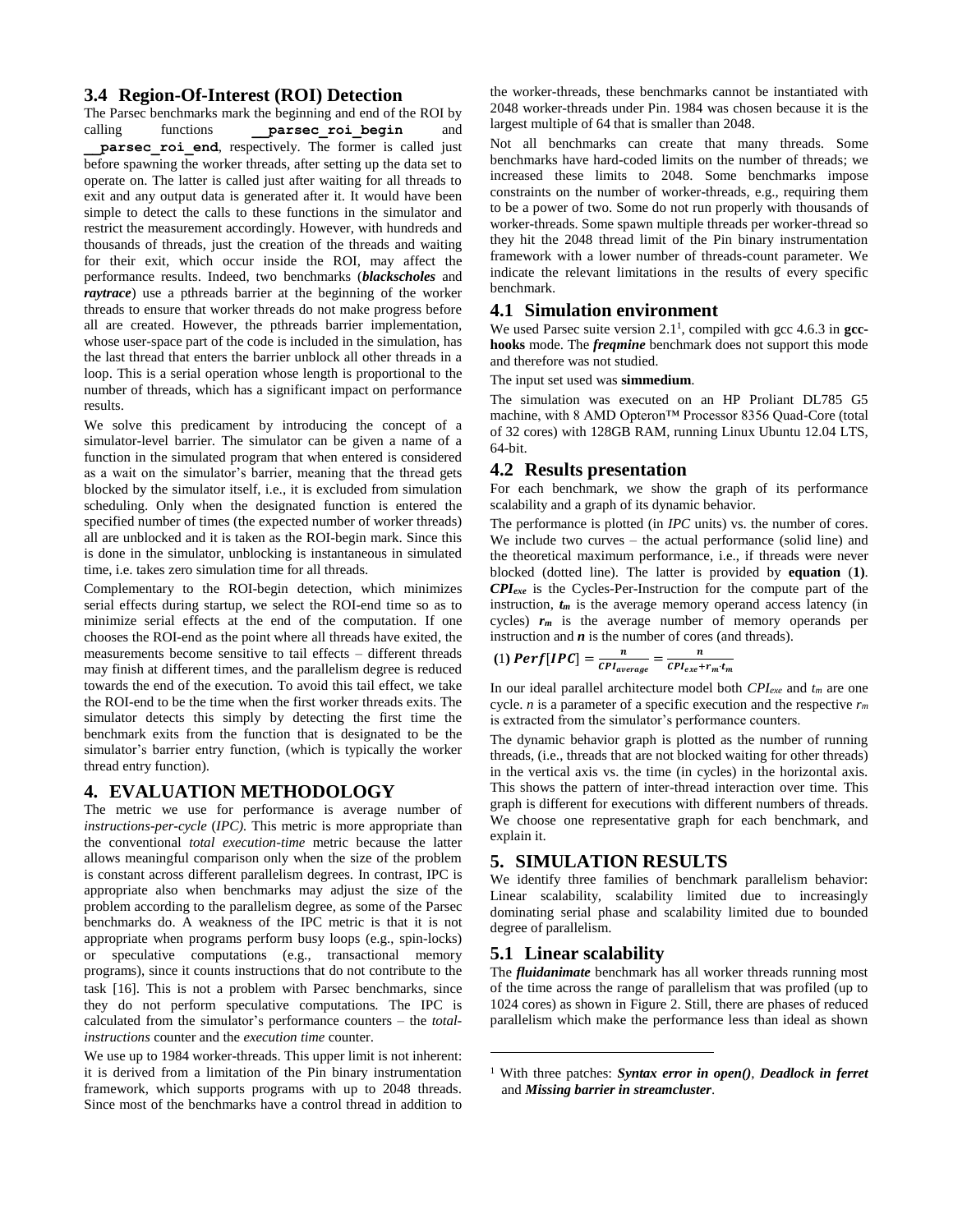### 3.4 Region-Of-Interest (ROI) Detection

The Parsec benchmarks mark the beginning and end of the ROI by calling functions `__parsec_roi_begin` and `__parsec_roi_end`, respectively. The former is called just before spawning the worker threads, after setting up the data set to operate on. The latter is called just after waiting for all threads to exit and any output data is generated after it. It would have been simple to detect the calls to these functions in the simulator and restrict the measurement accordingly. However, with hundreds and thousands of threads, just the creation of the threads and waiting for their exit, which occur inside the ROI, may affect the performance results. Indeed, two benchmarks (***blackscholes*** and ***raytrace***) use a pthreads barrier at the beginning of the worker threads to ensure that worker threads do not make progress before all are created. However, the pthreads barrier implementation, whose user-space part of the code is included in the simulation, has the last thread that enters the barrier unblock all other threads in a loop. This is a serial operation whose length is proportional to the number of threads, which has a significant impact on performance results.

We solve this predicament by introducing the concept of a simulator-level barrier. The simulator can be given a name of a function in the simulated program that when entered is considered as a wait on the simulator's barrier, meaning that the thread gets blocked by the simulator itself, i.e., it is excluded from simulation scheduling. Only when the designated function is entered the specified number of times (the expected number of worker threads) all are unblocked and it is taken as the ROI-begin mark. Since this is done in the simulator, unblocking is instantaneous in simulated time, i.e. takes zero simulation time for all threads.

Complementary to the ROI-begin detection, which minimizes serial effects during startup, we select the ROI-end time so as to minimize serial effects at the end of the computation. If one chooses the ROI-end as the point where all threads have exited, the measurements become sensitive to tail effects – different threads may finish at different times, and the parallelism degree is reduced towards the end of the execution. To avoid this tail effect, we take the ROI-end to be the time when the first worker threads exits. The simulator detects this simply by detecting the first time the benchmark exits from the function that is designated to be the simulator's barrier entry function, (which is typically the worker thread entry function).

## 4. EVALUATION METHODOLOGY

The metric we use for performance is average number of *instructions-per-cycle* (*IPC).* This metric is more appropriate than the conventional *total execution-time* metric because the latter allows meaningful comparison only when the size of the problem is constant across different parallelism degrees. In contrast, IPC is appropriate also when benchmarks may adjust the size of the problem according to the parallelism degree, as some of the Parsec benchmarks do. A weakness of the IPC metric is that it is not appropriate when programs perform busy loops (e.g., spin-locks) or speculative computations (e.g., transactional memory programs), since it counts instructions that do not contribute to the task [16]. This is not a problem with Parsec benchmarks, since they do not perform speculative computations. The IPC is calculated from the simulator's performance counters – the *total-instructions* counter and the *execution time* counter.

We use up to 1984 worker-threads. This upper limit is not inherent: it is derived from a limitation of the Pin binary instrumentation framework, which supports programs with up to 2048 threads. Since most of the benchmarks have a control thread in addition to the worker-threads, these benchmarks cannot be instantiated with 2048 worker-threads under Pin. 1984 was chosen because it is the largest multiple of 64 that is smaller than 2048.

Not all benchmarks can create that many threads. Some benchmarks have hard-coded limits on the number of threads; we increased these limits to 2048. Some benchmarks impose constraints on the number of worker-threads, e.g., requiring them to be a power of two. Some do not run properly with thousands of worker-threads. Some spawn multiple threads per worker-thread so they hit the 2048 thread limit of the Pin binary instrumentation framework with a lower number of threads-count parameter. We indicate the relevant limitations in the results of every specific benchmark.

### 4.1 Simulation environment

We used Parsec suite version 2.1[1], compiled with gcc 4.6.3 in **gcc-hooks** mode. The ***freqmine*** benchmark does not support this mode and therefore was not studied.

The input set used was **simmedium**.

The simulation was executed on an HP Proliant DL785 G5 machine, with 8 AMD Opteron™ Processor 8356 Quad-Core (total of 32 cores) with 128GB RAM, running Linux Ubuntu 12.04 LTS, 64-bit.

### 4.2 Results presentation

For each benchmark, we show the graph of its performance scalability and a graph of its dynamic behavior.

The performance is plotted (in *IPC* units) vs. the number of cores. We include two curves – the actual performance (solid line) and the theoretical maximum performance, i.e., if threads were never blocked (dotted line). The latter is provided by **equation** (**1)**. $CPI_{exe}$ is the Cycles-Per-Instruction for the compute part of the instruction, $t_m$ is the average memory operand access latency (in cycles) $r_m$ is the average number of memory operands per instruction and $n$ is the number of cores (and threads).

$$(1)\ Perf[IPC] = \frac{n}{CPI_{average}} = \frac{n}{CPI_{exe} + r_m \cdot t_m}$$

In our ideal parallel architecture model both $CPI_{exe}$ and $t_m$ are one cycle. $n$ is a parameter of a specific execution and the respective $r_m$ is extracted from the simulator's performance counters.

The dynamic behavior graph is plotted as the number of running threads, (i.e., threads that are not blocked waiting for other threads) in the vertical axis vs. the time (in cycles) in the horizontal axis. This shows the pattern of inter-thread interaction over time. This graph is different for executions with different numbers of threads. We choose one representative graph for each benchmark, and explain it.

## 5. SIMULATION RESULTS

We identify three families of benchmark parallelism behavior: Linear scalability, scalability limited due to increasingly dominating serial phase and scalability limited due to bounded degree of parallelism.

### 5.1 Linear scalability

The ***fluidanimate*** benchmark has all worker threads running most of the time across the range of parallelism that was profiled (up to 1024 cores) as shown in Figure 2. Still, there are phases of reduced parallelism which make the performance less than ideal as shown

---

[1] With three patches: ***Syntax error in open()***, ***Deadlock in ferret*** and ***Missing barrier in streamcluster***.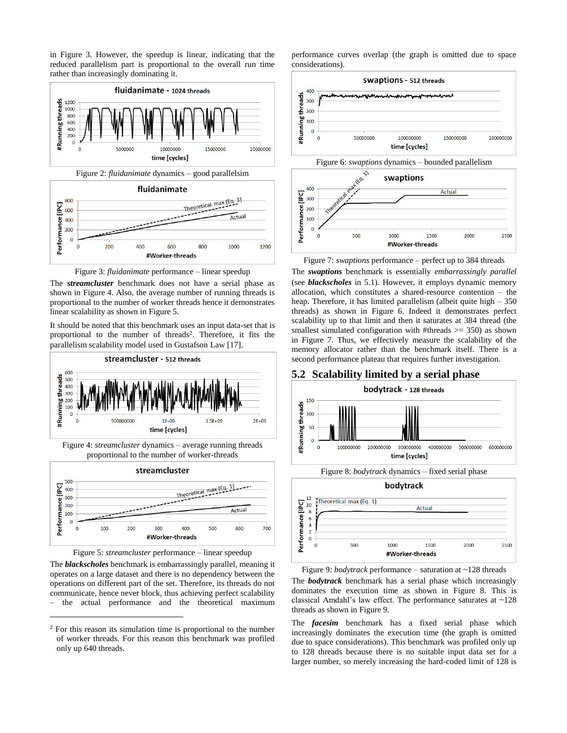in Figure 3. However, the speedup is linear, indicating that the reduced parallelism part is proportional to the overall run time rather than increasingly dominating it.

**fluidanimate - 1024 threads**

#Running threads

1200
1000
800
600
400
200
0

0 5000000 10000000 15000000 20000000

time [cycles]

Figure 2: *fluidanimate* dynamics – good parallelsim

**fluidanimate**

Performance [IPC]

800
600
400
200
0

0 200 400 600 800 1000 1200

#Worker-threads

Theoretical max (Eq. 1)

Actual

Figure 3: *fluidanimate* performance – linear speedup

The ***streamcluster*** benchmark does not have a serial phase as shown in Figure 4. Also, the average number of running threads is proportional to the number of worker threads hence it demonstrates linear scalability as shown in Figure 5.

It should be noted that this benchmark uses an input data-set that is proportional to the number of threads[2]. Therefore, it fits the parallelism scalability model used in Gustafson Law [17].

**streamcluster - 512 threads**

#Running threads

600
500
400
300
200
100
0

0 500000000 1E+09 1.5E+09 2E+09

time [cycles]

Figure 4: *streamcluster* dynamics – average running threads proportional to the number of worker-threads

**streamcluster**

Performance [IPC]

500
400
300
200
100
0

0 100 200 300 400 500 600 700

#Worker-threads

Theoretical max (Eq. 1)

Actual

Figure 5: *streamcluster* performance – linear speedup

The ***blackscholes*** benchmark is embarrassingly parallel, meaning it operates on a large dataset and there is no dependency between the operations on different part of the set. Therefore, its threads do not communicate, hence never block, thus achieving perfect scalability – the actual performance and the theoretical maximum performance curves overlap (the graph is omitted due to space considerations).

**swaptions - 512 threads**

#Running threads

400
300
200
100
0

0 50000000 100000000 150000000 200000000

time [cycles]

Figure 6: *swaptions* dynamics – bounded parallelism

**swaptions**

Performance [IPC]

400
300
200
100
0

0 500 1000 1500 2000 2500

#Worker-threads

Theoretical max (Eq. 1)

Actual

Figure 7: *swaptions* performance – perfect up to 384 threads

The ***swaptions*** benchmark is essentially *embarrassingly parallel* (see ***blackscholes*** in 5.1). However, it employs dynamic memory allocation, which constitutes a shared-resource contention – the heap. Therefore, it has limited parallelism (albeit quite high – 350 threads) as shown in Figure 6. Indeed it demonstrates perfect scalability up to that limit and then it saturates at 384 thread (the smallest simulated configuration with #threads >= 350) as shown in Figure 7. Thus, we effectively measure the scalability of the memory allocator rather than the benchmark itself. There is a second performance plateau that requires further investigation.

## 5.2 Scalability limited by a serial phase

**bodytrack - 128 threads**

#Running threads

150
100
50
0

0 100000000 200000000 300000000 400000000 500000000 600000000

time [cycles]

Figure 8: *bodytrack* dynamics – fixed serial phase

**bodytrack**

Performance [IPC]

12
10
8
6
4
2
0

0 500 1000 1500 2000 2500

#Worker-threads

Theoretical max (Eq. 1)

Actual

Figure 9: *bodytrack* performance – saturation at ~128 threads

The ***bodytrack*** benchmark has a serial phase which increasingly dominates the execution time as shown in Figure 8. This is classical Amdahl's law effect. The performance saturates at ~128 threads as shown in Figure 9.

The ***facesim*** benchmark has a fixed serial phase which increasingly dominates the execution time (the graph is omitted due to space considerations). This benchmark was profiled only up to 128 threads because there is no suitable input data set for a larger number, so merely increasing the hard-coded limit of 128 is

[2] For this reason its simulation time is proportional to the number of worker threads. For this reason this benchmark was profiled only up 640 threads.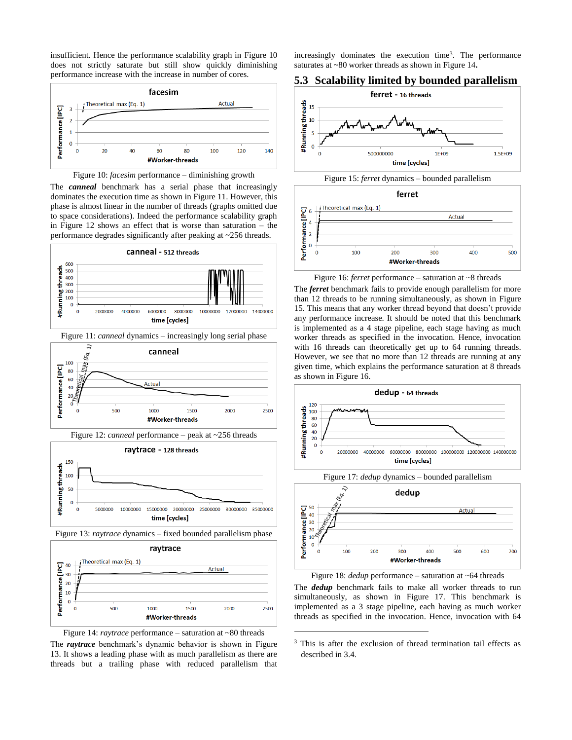insufficient. Hence the performance scalability graph in Figure 10 does not strictly saturate but still show quickly diminishing performance increase with the increase in number of cores.

facesim

Theoretical max (Eq. 1)

Actual

Performance [IPC]

3
2
1
0

0 20 40 60 80 100 120 140

#Worker-threads

Figure 10: *facesim* performance – diminishing growth

The ***canneal*** benchmark has a serial phase that increasingly dominates the execution time as shown in Figure 11. However, this phase is almost linear in the number of threads (graphs omitted due to space considerations). Indeed the performance scalability graph in Figure 12 shows an effect that is worse than saturation – the performance degrades significantly after peaking at ~256 threads.

canneal - 512 threads

#Running threads

600
500
400
300
200
100
0

0 2000000 4000000 6000000 8000000 10000000 12000000 14000000

time [cycles]

Figure 11: *canneal* dynamics – increasingly long serial phase

canneal

Theoretical max (Eq. 1)

Actual

Performance [IPC]

100
80
60
40
20
0

0 500 1000 1500 2000 2500

#Worker-threads

Figure 12: *canneal* performance – peak at ~256 threads

raytrace - 128 threads

#Running threads

150
100
50
0

0 5000000 10000000 15000000 20000000 25000000 30000000 35000000

time [cycles]

Figure 13: *raytrace* dynamics – fixed bounded parallelism phase

raytrace

Theoretical max (Eq. 1)

Actual

Performance [IPC]

40
30
20
10
0

0 500 1000 1500 2000 2500

#Worker-threads

Figure 14: *raytrace* performance – saturation at ~80 threads

The ***raytrace*** benchmark's dynamic behavior is shown in Figure 13. It shows a leading phase with as much parallelism as there are threads but a trailing phase with reduced parallelism that increasingly dominates the execution time[3]. The performance saturates at ~80 worker threads as shown in Figure 14**.**

## 5.3 Scalability limited by bounded parallelism

ferret - 16 threads

#Running threads

15
10
5
0

0 500000000 1E+09 1.5E+09

time [cycles]

Figure 15: *ferret* dynamics – bounded parallelism

ferret

Theoretical max (Eq. 1)

Actual

Performance [IPC]

6
4
2
0

0 100 200 300 400 500

#Worker-threads

Figure 16: *ferret* performance – saturation at ~8 threads

The ***ferret*** benchmark fails to provide enough parallelism for more than 12 threads to be running simultaneously, as shown in Figure 15. This means that any worker thread beyond that doesn't provide any performance increase. It should be noted that this benchmark is implemented as a 4 stage pipeline, each stage having as much worker threads as specified in the invocation. Hence, invocation with 16 threads can theoretically get up to 64 running threads. However, we see that no more than 12 threads are running at any given time, which explains the performance saturation at 8 threads as shown in Figure 16.

dedup - 64 threads

#Running threads

120
100
80
60
40
20
0

0 20000000 40000000 60000000 80000000 100000000 120000000 140000000

time [cycles]

Figure 17: *dedup* dynamics – bounded parallelism

dedup

Theoretical max (Eq. 1)

Actual

Performance [IPC]

50
40
30
20
10
0

0 100 200 300 400 500 600 700

#Worker-threads

Figure 18: *dedup* performance – saturation at ~64 threads

The ***dedup*** benchmark fails to make all worker threads to run simultaneously, as shown in Figure 17. This benchmark is implemented as a 3 stage pipeline, each having as much worker threads as specified in the invocation. Hence, invocation with 64

[3] This is after the exclusion of thread termination tail effects as described in 3.4.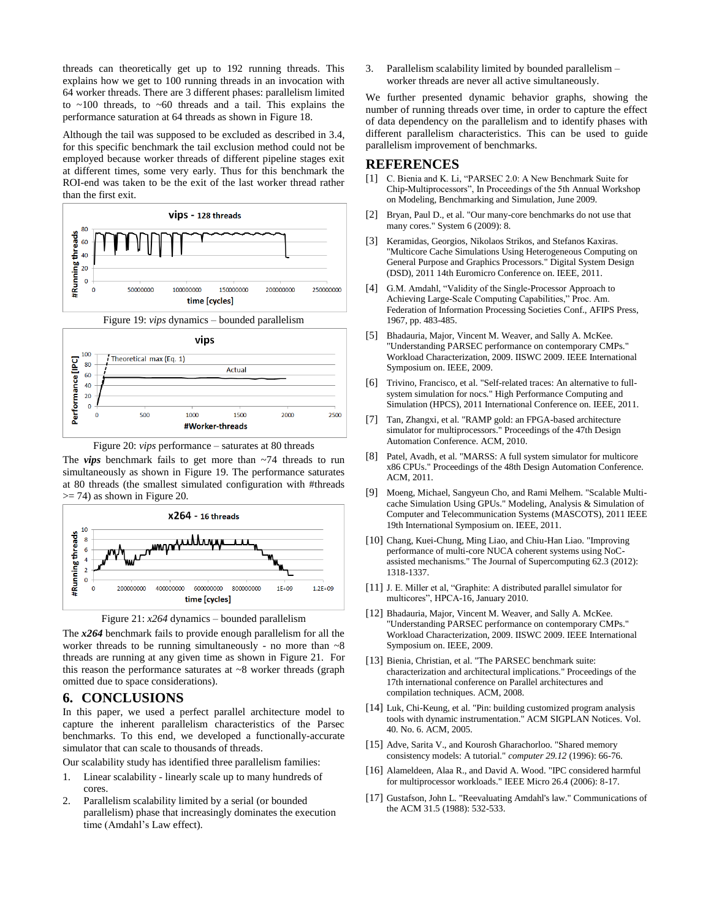threads can theoretically get up to 192 running threads. This explains how we get to 100 running threads in an invocation with 64 worker threads. There are 3 different phases: parallelism limited to ~100 threads, to ~60 threads and a tail. This explains the performance saturation at 64 threads as shown in Figure 18.

Although the tail was supposed to be excluded as described in 3.4, for this specific benchmark the tail exclusion method could not be employed because worker threads of different pipeline stages exit at different times, some very early. Thus for this benchmark the ROI-end was taken to be the exit of the last worker thread rather than the first exit.

vips - 128 threads

#Running threads

80
60
40
20
0

0
50000000
100000000
150000000
200000000
250000000

time [cycles]

Figure 19: *vips* dynamics – bounded parallelism

vips

Performance [IPC]

100
80
60
40
20
0

Theoretical max (Eq. 1)

Actual

0
500
1000
1500
2000
2500

#Worker-threads

Figure 20: *vips* performance – saturates at 80 threads

The ***vips*** benchmark fails to get more than ~74 threads to run simultaneously as shown in Figure 19. The performance saturates at 80 threads (the smallest simulated configuration with #threads >= 74) as shown in Figure 20.

x264 - 16 threads

#Running threads

10
8
6
4
2
0

0
200000000
400000000
600000000
800000000
1E+09
1.2E+09

time [cycles]

Figure 21: *x264* dynamics – bounded parallelism

The ***x264*** benchmark fails to provide enough parallelism for all the worker threads to be running simultaneously - no more than ~8 threads are running at any given time as shown in Figure 21. For this reason the performance saturates at ~8 worker threads (graph omitted due to space considerations).

## 6. CONCLUSIONS

In this paper, we used a perfect parallel architecture model to capture the inherent parallelism characteristics of the Parsec benchmarks. To this end, we developed a functionally-accurate simulator that can scale to thousands of threads.

Our scalability study has identified three parallelism families:

1. Linear scalability - linearly scale up to many hundreds of cores.
2. Parallelism scalability limited by a serial (or bounded parallelism) phase that increasingly dominates the execution time (Amdahl's Law effect).
3. Parallelism scalability limited by bounded parallelism – worker threads are never all active simultaneously.

We further presented dynamic behavior graphs, showing the number of running threads over time, in order to capture the effect of data dependency on the parallelism and to identify phases with different parallelism characteristics. This can be used to guide parallelism improvement of benchmarks.

## REFERENCES

[1] C. Bienia and K. Li, "PARSEC 2.0: A New Benchmark Suite for Chip-Multiprocessors", In Proceedings of the 5th Annual Workshop on Modeling, Benchmarking and Simulation, June 2009.

[2] Bryan, Paul D., et al. "Our many-core benchmarks do not use that many cores." System 6 (2009): 8.

[3] Keramidas, Georgios, Nikolaos Strikos, and Stefanos Kaxiras. "Multicore Cache Simulations Using Heterogeneous Computing on General Purpose and Graphics Processors." Digital System Design (DSD), 2011 14th Euromicro Conference on. IEEE, 2011.

[4] G.M. Amdahl, "Validity of the Single-Processor Approach to Achieving Large-Scale Computing Capabilities," Proc. Am. Federation of Information Processing Societies Conf., AFIPS Press, 1967, pp. 483-485.

[5] Bhadauria, Major, Vincent M. Weaver, and Sally A. McKee. "Understanding PARSEC performance on contemporary CMPs." Workload Characterization, 2009. IISWC 2009. IEEE International Symposium on. IEEE, 2009.

[6] Trivino, Francisco, et al. "Self-related traces: An alternative to full-system simulation for nocs." High Performance Computing and Simulation (HPCS), 2011 International Conference on. IEEE, 2011.

[7] Tan, Zhangxi, et al. "RAMP gold: An FPGA-based architecture simulator for multiprocessors." Proceedings of the 47th Design Automation Conference. ACM, 2010.

[8] Patel, Avadh, et al. "MARSS: A full system simulator for multicore x86 CPUs." Proceedings of the 48th Design Automation Conference. ACM, 2011.

[9] Moeng, Michael, Sangyeun Cho, and Rami Melhem. "Scalable Multi-cache Simulation Using GPUs." Modeling, Analysis & Simulation of Computer and Telecommunication Systems (MASCOTS), 2011 IEEE 19th International Symposium on. IEEE, 2011.

[10] Chang, Kuei-Chung, Ming Liao, and Chiu-Han Liao. "Improving performance of multi-core NUCA coherent systems using NoC-assisted mechanisms." The Journal of Supercomputing 62.3 (2012): 1318-1337.

[11] J. E. Miller et al, "Graphite: A distributed parallel simulator for multicores", HPCA-16, January 2010.

[12] Bhadauria, Major, Vincent M. Weaver, and Sally A. McKee. "Understanding PARSEC performance on contemporary CMPs." Workload Characterization, 2009. IISWC 2009. IEEE International Symposium on. IEEE, 2009.

[13] Bienia, Christian, et al. "The PARSEC benchmark suite: characterization and architectural implications." Proceedings of the 17th international conference on Parallel architectures and compilation techniques. ACM, 2008.

[14] Luk, Chi-Keung, et al. "Pin: building customized program analysis tools with dynamic instrumentation." ACM SIGPLAN Notices. Vol. 40. No. 6. ACM, 2005.

[15] Adve, Sarita V., and Kourosh Gharachorloo. "Shared memory consistency models: A tutorial." *computer 29.12* (1996): 66-76.

[16] Alameldeen, Alaa R., and David A. Wood. "IPC considered harmful for multiprocessor workloads." IEEE Micro 26.4 (2006): 8-17.

[17] Gustafson, John L. "Reevaluating Amdahl's law." Communications of the ACM 31.5 (1988): 532-533.